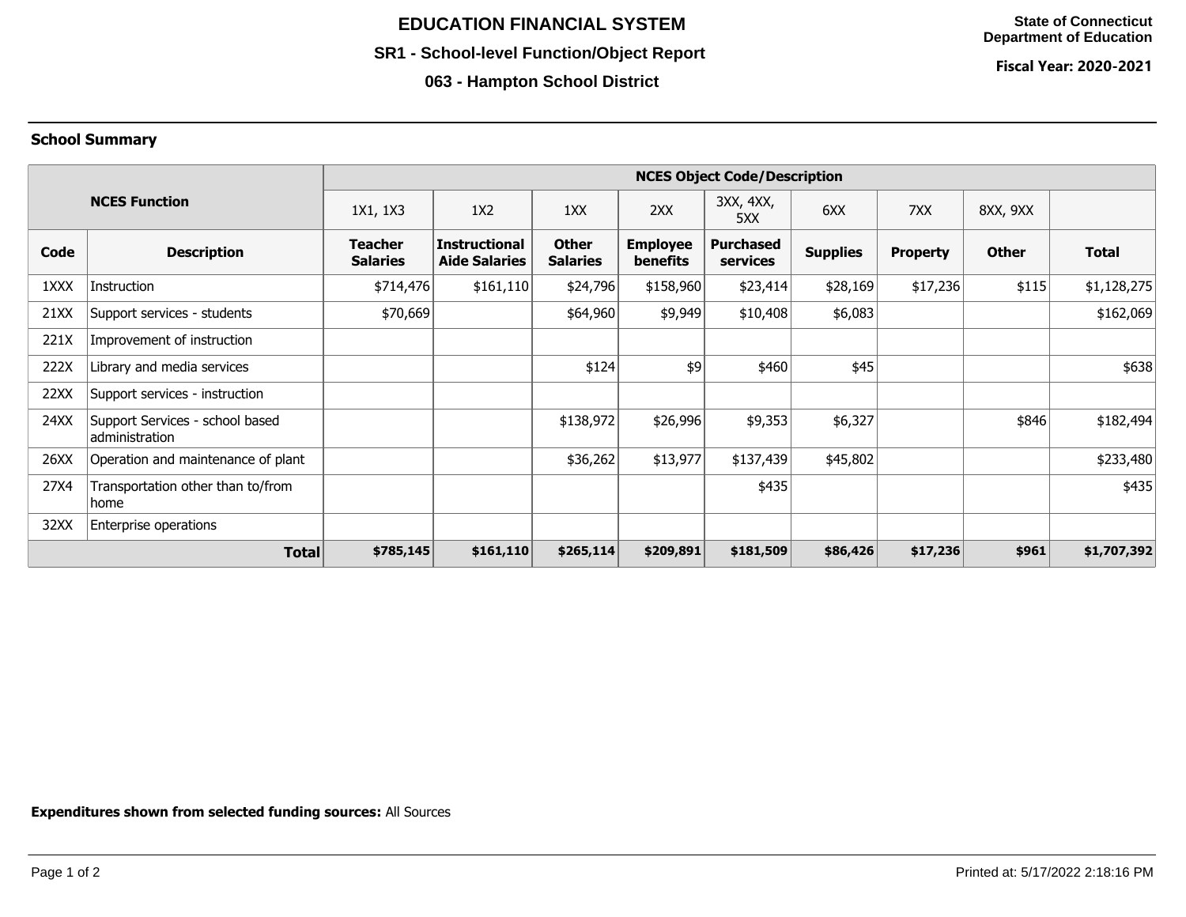# EDUCATION FINANCIAL SYSTEM

## SR1 - School-level Function/Object Report

## 063 - Hampton School District

**State of Connecticut**
**Department of Education**

**Fiscal Year: 2020-2021**

### School Summary

| NCES Function | | NCES Object Code/Description | | | | | | | | |
|---|---|---|---|---|---|---|---|---|---|---|
| | | 1X1, 1X3 | 1X2 | 1XX | 2XX | 3XX, 4XX, 5XX | 6XX | 7XX | 8XX, 9XX | |
| **Code** | **Description** | **Teacher Salaries** | **Instructional Aide Salaries** | **Other Salaries** | **Employee benefits** | **Purchased services** | **Supplies** | **Property** | **Other** | **Total** |
| 1XXX | Instruction | $714,476 | $161,110 | $24,796 | $158,960 | $23,414 | $28,169 | $17,236 | $115 | $1,128,275 |
| 21XX | Support services - students | $70,669 | | $64,960 | $9,949 | $10,408 | $6,083 | | | $162,069 |
| 221X | Improvement of instruction | | | | | | | | | |
| 222X | Library and media services | | | $124 | $9 | $460 | $45 | | | $638 |
| 22XX | Support services - instruction | | | | | | | | | |
| 24XX | Support Services - school based administration | | | $138,972 | $26,996 | $9,353 | $6,327 | | $846 | $182,494 |
| 26XX | Operation and maintenance of plant | | | $36,262 | $13,977 | $137,439 | $45,802 | | | $233,480 |
| 27X4 | Transportation other than to/from home | | | | | $435 | | | | $435 |
| 32XX | Enterprise operations | | | | | | | | | |
| | **Total** | **$785,145** | **$161,110** | **$265,114** | **$209,891** | **$181,509** | **$86,426** | **$17,236** | **$961** | **$1,707,392** |

**Expenditures shown from selected funding sources:** All Sources

Printed at: 5/17/2022 2:18:16 PM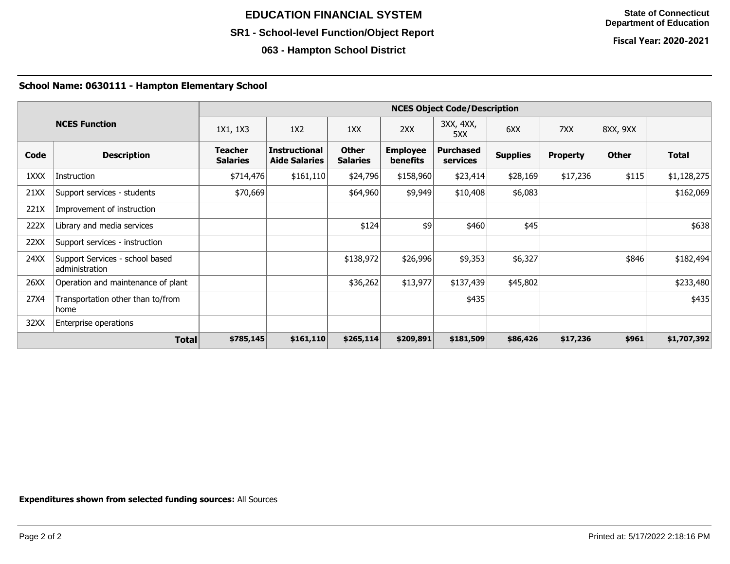# EDUCATION FINANCIAL SYSTEM

**State of Connecticut Department of Education**

## SR1 - School-level Function/Object Report

**Fiscal Year: 2020-2021**

### 063 - Hampton School District

**School Name: 0630111 - Hampton Elementary School**

| NCES Function | | NCES Object Code/Description | | | | | | | | |
|---|---|---|---|---|---|---|---|---|---|---|
| | | 1X1, 1X3 | 1X2 | 1XX | 2XX | 3XX, 4XX, 5XX | 6XX | 7XX | 8XX, 9XX | |
| **Code** | **Description** | **Teacher Salaries** | **Instructional Aide Salaries** | **Other Salaries** | **Employee benefits** | **Purchased services** | **Supplies** | **Property** | **Other** | **Total** |
| 1XXX | Instruction | $714,476 | $161,110 | $24,796 | $158,960 | $23,414 | $28,169 | $17,236 | $115 | $1,128,275 |
| 21XX | Support services - students | $70,669 | | $64,960 | $9,949 | $10,408 | $6,083 | | | $162,069 |
| 221X | Improvement of instruction | | | | | | | | | |
| 222X | Library and media services | | | $124 | $9 | $460 | $45 | | | $638 |
| 22XX | Support services - instruction | | | | | | | | | |
| 24XX | Support Services - school based administration | | | $138,972 | $26,996 | $9,353 | $6,327 | | $846 | $182,494 |
| 26XX | Operation and maintenance of plant | | | $36,262 | $13,977 | $137,439 | $45,802 | | | $233,480 |
| 27X4 | Transportation other than to/from home | | | | | $435 | | | | $435 |
| 32XX | Enterprise operations | | | | | | | | | |
| | **Total** | **$785,145** | **$161,110** | **$265,114** | **$209,891** | **$181,509** | **$86,426** | **$17,236** | **$961** | **$1,707,392** |

**Expenditures shown from selected funding sources:** All Sources

Printed at: 5/17/2022 2:18:16 PM